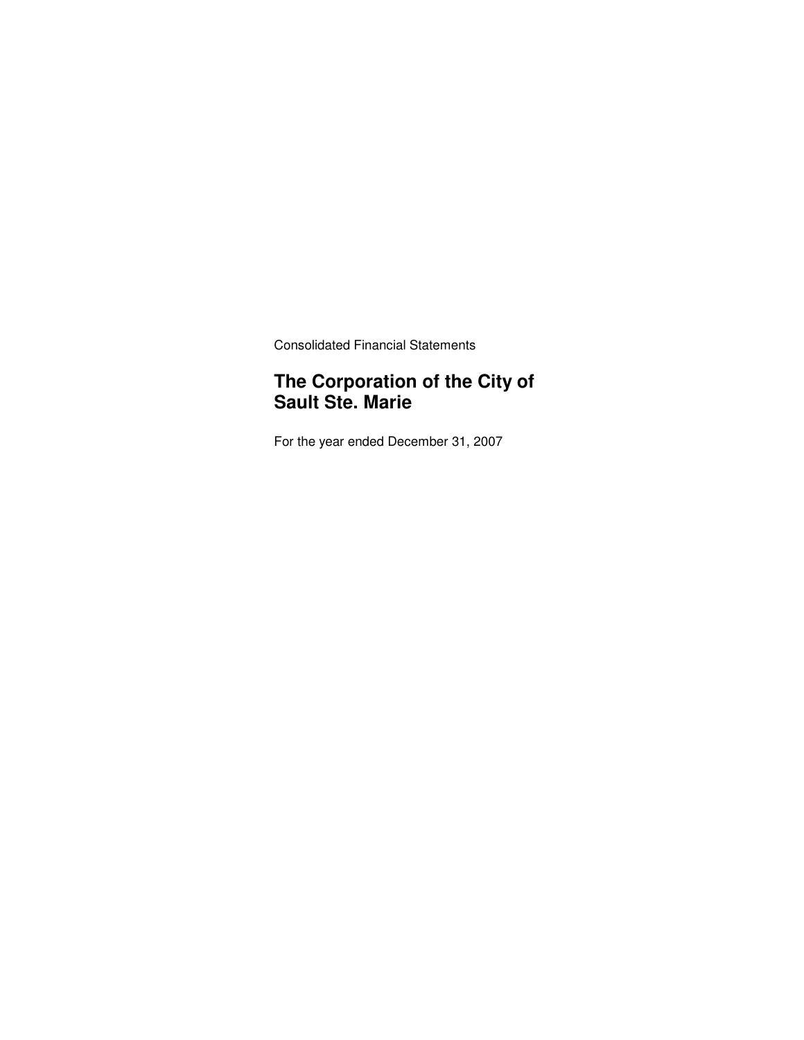Consolidated Financial Statements

# The Corporation of the City of Sault Ste. Marie

For the year ended December 31, 2007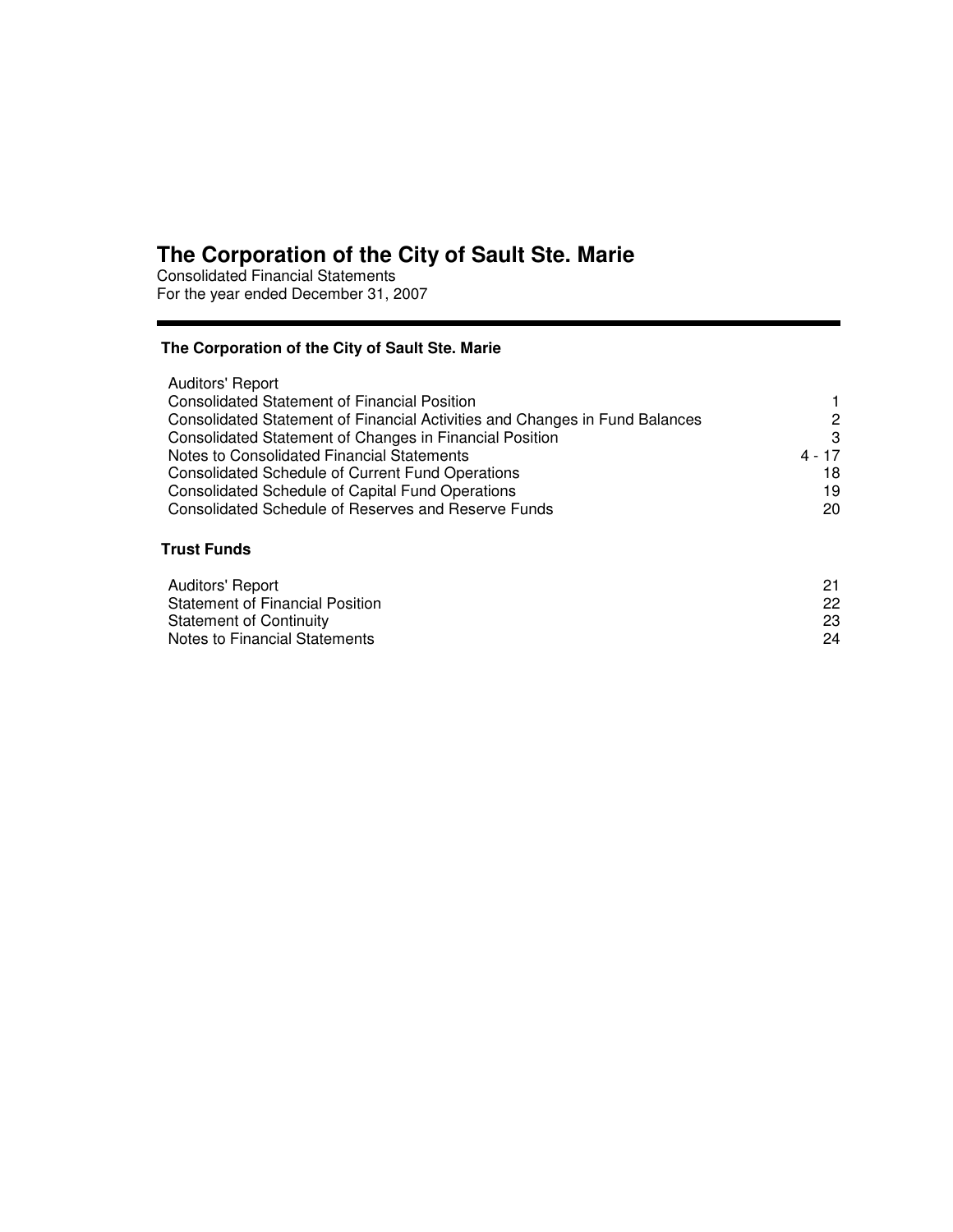# The Corporation of the City of Sault Ste. Marie

Consolidated Financial Statements
For the year ended December 31, 2007

---

**The Corporation of the City of Sault Ste. Marie**

| | |
|---|---|
| Auditors' Report | |
| Consolidated Statement of Financial Position | 1 |
| Consolidated Statement of Financial Activities and Changes in Fund Balances | 2 |
| Consolidated Statement of Changes in Financial Position | 3 |
| Notes to Consolidated Financial Statements | 4 - 17 |
| Consolidated Schedule of Current Fund Operations | 18 |
| Consolidated Schedule of Capital Fund Operations | 19 |
| Consolidated Schedule of Reserves and Reserve Funds | 20 |

**Trust Funds**

| | |
|---|---|
| Auditors' Report | 21 |
| Statement of Financial Position | 22 |
| Statement of Continuity | 23 |
| Notes to Financial Statements | 24 |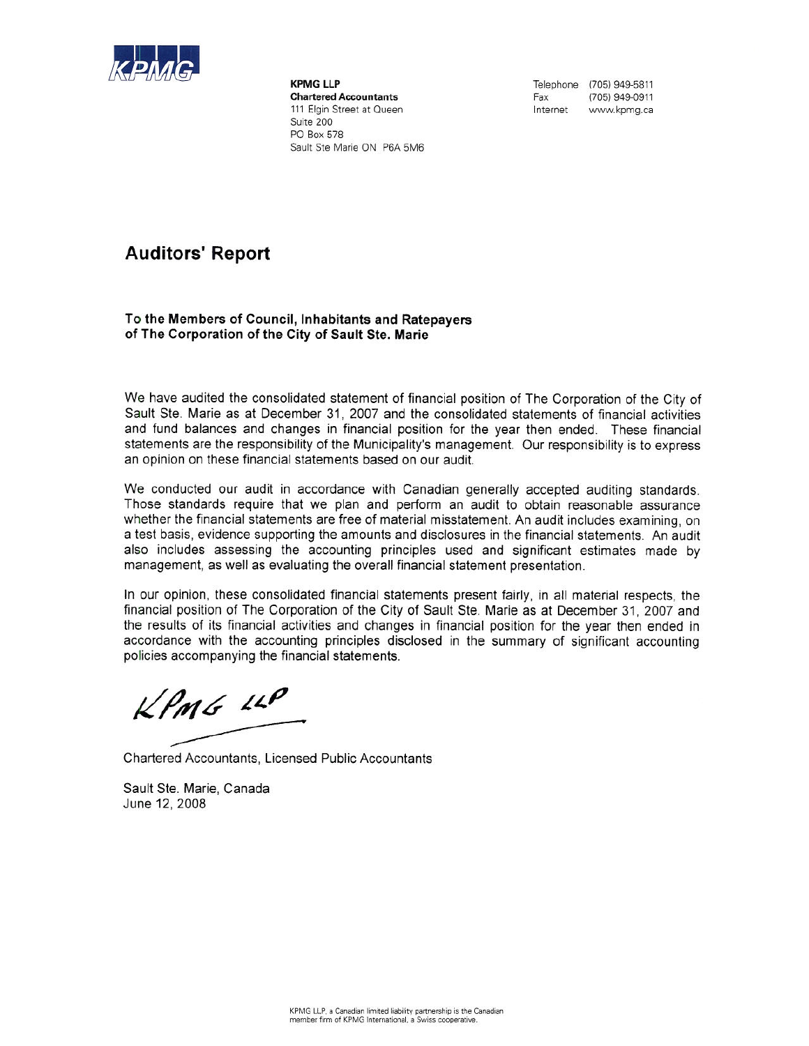KPMG LLP
**Chartered Accountants**
111 Elgin Street at Queen
Suite 200
PO Box 578
Sault Ste Marie ON P6A 5M6

Telephone (705) 949-5811
Fax (705) 949-0911
Internet www.kpmg.ca

## Auditors' Report

**To the Members of Council, Inhabitants and Ratepayers of The Corporation of the City of Sault Ste. Marie**

We have audited the consolidated statement of financial position of The Corporation of the City of Sault Ste. Marie as at December 31, 2007 and the consolidated statements of financial activities and fund balances and changes in financial position for the year then ended. These financial statements are the responsibility of the Municipality's management. Our responsibility is to express an opinion on these financial statements based on our audit.

We conducted our audit in accordance with Canadian generally accepted auditing standards. Those standards require that we plan and perform an audit to obtain reasonable assurance whether the financial statements are free of material misstatement. An audit includes examining, on a test basis, evidence supporting the amounts and disclosures in the financial statements. An audit also includes assessing the accounting principles used and significant estimates made by management, as well as evaluating the overall financial statement presentation.

In our opinion, these consolidated financial statements present fairly, in all material respects, the financial position of The Corporation of the City of Sault Ste. Marie as at December 31, 2007 and the results of its financial activities and changes in financial position for the year then ended in accordance with the accounting principles disclosed in the summary of significant accounting policies accompanying the financial statements.

KPMG LLP

Chartered Accountants, Licensed Public Accountants

Sault Ste. Marie, Canada
June 12, 2008

KPMG LLP, a Canadian limited liability partnership is the Canadian member firm of KPMG International, a Swiss cooperative.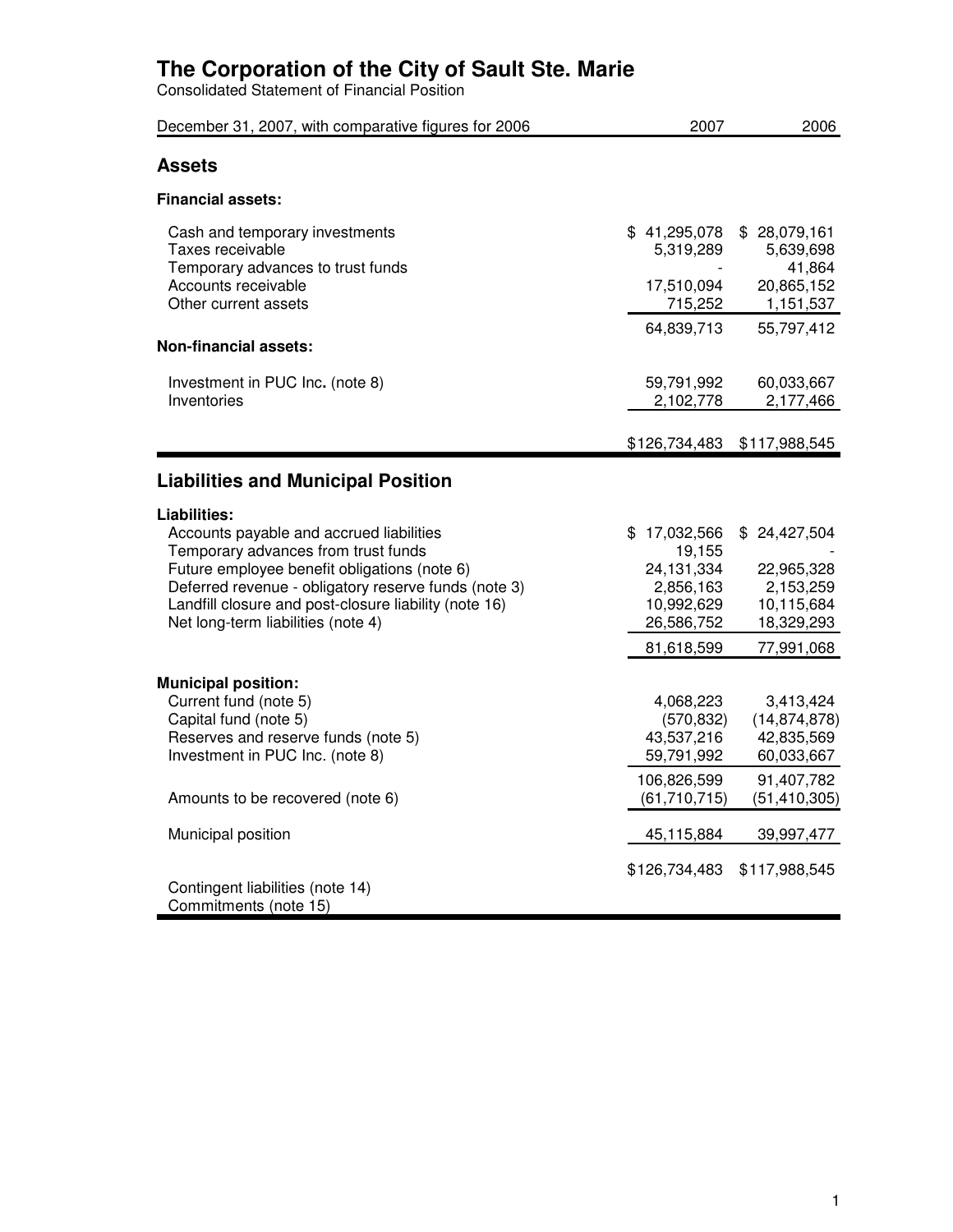# The Corporation of the City of Sault Ste. Marie

Consolidated Statement of Financial Position

| December 31, 2007, with comparative figures for 2006 | 2007 | 2006 |
|---|---|---|
| **Assets** | | |
| **Financial assets:** | | |
| Cash and temporary investments | $ 41,295,078 | $ 28,079,161 |
| Taxes receivable | 5,319,289 | 5,639,698 |
| Temporary advances to trust funds | - | 41,864 |
| Accounts receivable | 17,510,094 | 20,865,152 |
| Other current assets | 715,252 | 1,151,537 |
| | 64,839,713 | 55,797,412 |
| **Non-financial assets:** | | |
| Investment in PUC Inc. (note 8) | 59,791,992 | 60,033,667 |
| Inventories | 2,102,778 | 2,177,466 |
| | $126,734,483 | $117,988,545 |
| **Liabilities and Municipal Position** | | |
| **Liabilities:** | | |
| Accounts payable and accrued liabilities | $ 17,032,566 | $ 24,427,504 |
| Temporary advances from trust funds | 19,155 | - |
| Future employee benefit obligations (note 6) | 24,131,334 | 22,965,328 |
| Deferred revenue - obligatory reserve funds (note 3) | 2,856,163 | 2,153,259 |
| Landfill closure and post-closure liability (note 16) | 10,992,629 | 10,115,684 |
| Net long-term liabilities (note 4) | 26,586,752 | 18,329,293 |
| | 81,618,599 | 77,991,068 |
| **Municipal position:** | | |
| Current fund (note 5) | 4,068,223 | 3,413,424 |
| Capital fund (note 5) | (570,832) | (14,874,878) |
| Reserves and reserve funds (note 5) | 43,537,216 | 42,835,569 |
| Investment in PUC Inc. (note 8) | 59,791,992 | 60,033,667 |
| | 106,826,599 | 91,407,782 |
| Amounts to be recovered (note 6) | (61,710,715) | (51,410,305) |
| Municipal position | 45,115,884 | 39,997,477 |
| | $126,734,483 | $117,988,545 |
| Contingent liabilities (note 14) | | |
| Commitments (note 15) | | |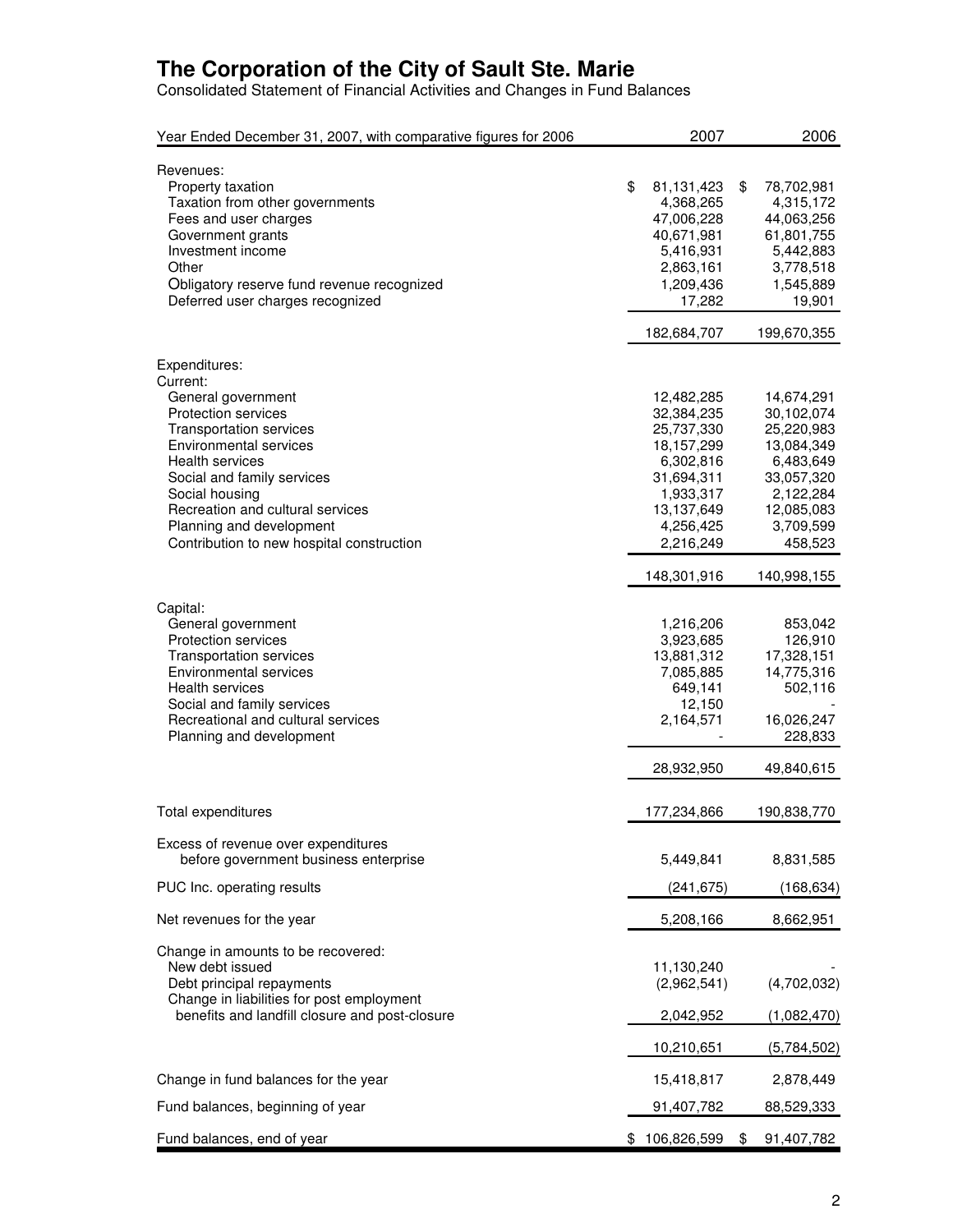# The Corporation of the City of Sault Ste. Marie

Consolidated Statement of Financial Activities and Changes in Fund Balances

| Year Ended December 31, 2007, with comparative figures for 2006 | 2007 | 2006 |
|---|---|---|
| Revenues: | | |
| Property taxation | $ 81,131,423 | $ 78,702,981 |
| Taxation from other governments | 4,368,265 | 4,315,172 |
| Fees and user charges | 47,006,228 | 44,063,256 |
| Government grants | 40,671,981 | 61,801,755 |
| Investment income | 5,416,931 | 5,442,883 |
| Other | 2,863,161 | 3,778,518 |
| Obligatory reserve fund revenue recognized | 1,209,436 | 1,545,889 |
| Deferred user charges recognized | 17,282 | 19,901 |
| | 182,684,707 | 199,670,355 |
| Expenditures: | | |
| Current: | | |
| General government | 12,482,285 | 14,674,291 |
| Protection services | 32,384,235 | 30,102,074 |
| Transportation services | 25,737,330 | 25,220,983 |
| Environmental services | 18,157,299 | 13,084,349 |
| Health services | 6,302,816 | 6,483,649 |
| Social and family services | 31,694,311 | 33,057,320 |
| Social housing | 1,933,317 | 2,122,284 |
| Recreation and cultural services | 13,137,649 | 12,085,083 |
| Planning and development | 4,256,425 | 3,709,599 |
| Contribution to new hospital construction | 2,216,249 | 458,523 |
| | 148,301,916 | 140,998,155 |
| Capital: | | |
| General government | 1,216,206 | 853,042 |
| Protection services | 3,923,685 | 126,910 |
| Transportation services | 13,881,312 | 17,328,151 |
| Environmental services | 7,085,885 | 14,775,316 |
| Health services | 649,141 | 502,116 |
| Social and family services | 12,150 | - |
| Recreational and cultural services | 2,164,571 | 16,026,247 |
| Planning and development | - | 228,833 |
| | 28,932,950 | 49,840,615 |
| Total expenditures | 177,234,866 | 190,838,770 |
| Excess of revenue over expenditures before government business enterprise | 5,449,841 | 8,831,585 |
| PUC Inc. operating results | (241,675) | (168,634) |
| Net revenues for the year | 5,208,166 | 8,662,951 |
| Change in amounts to be recovered: | | |
| New debt issued | 11,130,240 | - |
| Debt principal repayments | (2,962,541) | (4,702,032) |
| Change in liabilities for post employment benefits and landfill closure and post-closure | 2,042,952 | (1,082,470) |
| | 10,210,651 | (5,784,502) |
| Change in fund balances for the year | 15,418,817 | 2,878,449 |
| Fund balances, beginning of year | 91,407,782 | 88,529,333 |
| Fund balances, end of year | $ 106,826,599 | $ 91,407,782 |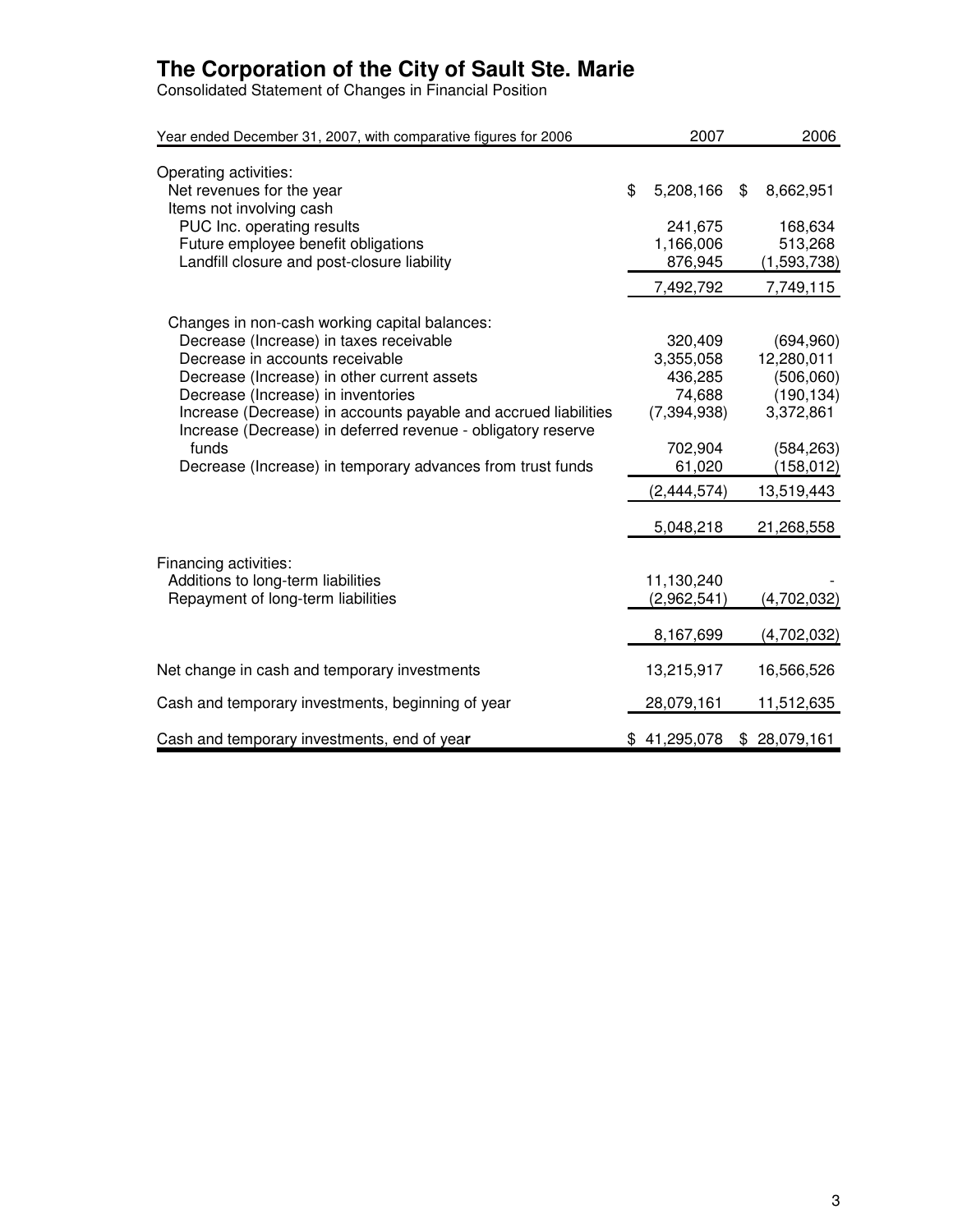# The Corporation of the City of Sault Ste. Marie

Consolidated Statement of Changes in Financial Position

| Year ended December 31, 2007, with comparative figures for 2006 | 2007 | 2006 |
|---|---|---|
| Operating activities: | | |
| Net revenues for the year | $ 5,208,166 | $ 8,662,951 |
| Items not involving cash | | |
| PUC Inc. operating results | 241,675 | 168,634 |
| Future employee benefit obligations | 1,166,006 | 513,268 |
| Landfill closure and post-closure liability | 876,945 | (1,593,738) |
| | 7,492,792 | 7,749,115 |
| Changes in non-cash working capital balances: | | |
| Decrease (Increase) in taxes receivable | 320,409 | (694,960) |
| Decrease in accounts receivable | 3,355,058 | 12,280,011 |
| Decrease (Increase) in other current assets | 436,285 | (506,060) |
| Decrease (Increase) in inventories | 74,688 | (190,134) |
| Increase (Decrease) in accounts payable and accrued liabilities | (7,394,938) | 3,372,861 |
| Increase (Decrease) in deferred revenue - obligatory reserve funds | 702,904 | (584,263) |
| Decrease (Increase) in temporary advances from trust funds | 61,020 | (158,012) |
| | (2,444,574) | 13,519,443 |
| | 5,048,218 | 21,268,558 |
| Financing activities: | | |
| Additions to long-term liabilities | 11,130,240 | - |
| Repayment of long-term liabilities | (2,962,541) | (4,702,032) |
| | 8,167,699 | (4,702,032) |
| Net change in cash and temporary investments | 13,215,917 | 16,566,526 |
| Cash and temporary investments, beginning of year | 28,079,161 | 11,512,635 |
| Cash and temporary investments, end of year | $ 41,295,078 | $ 28,079,161 |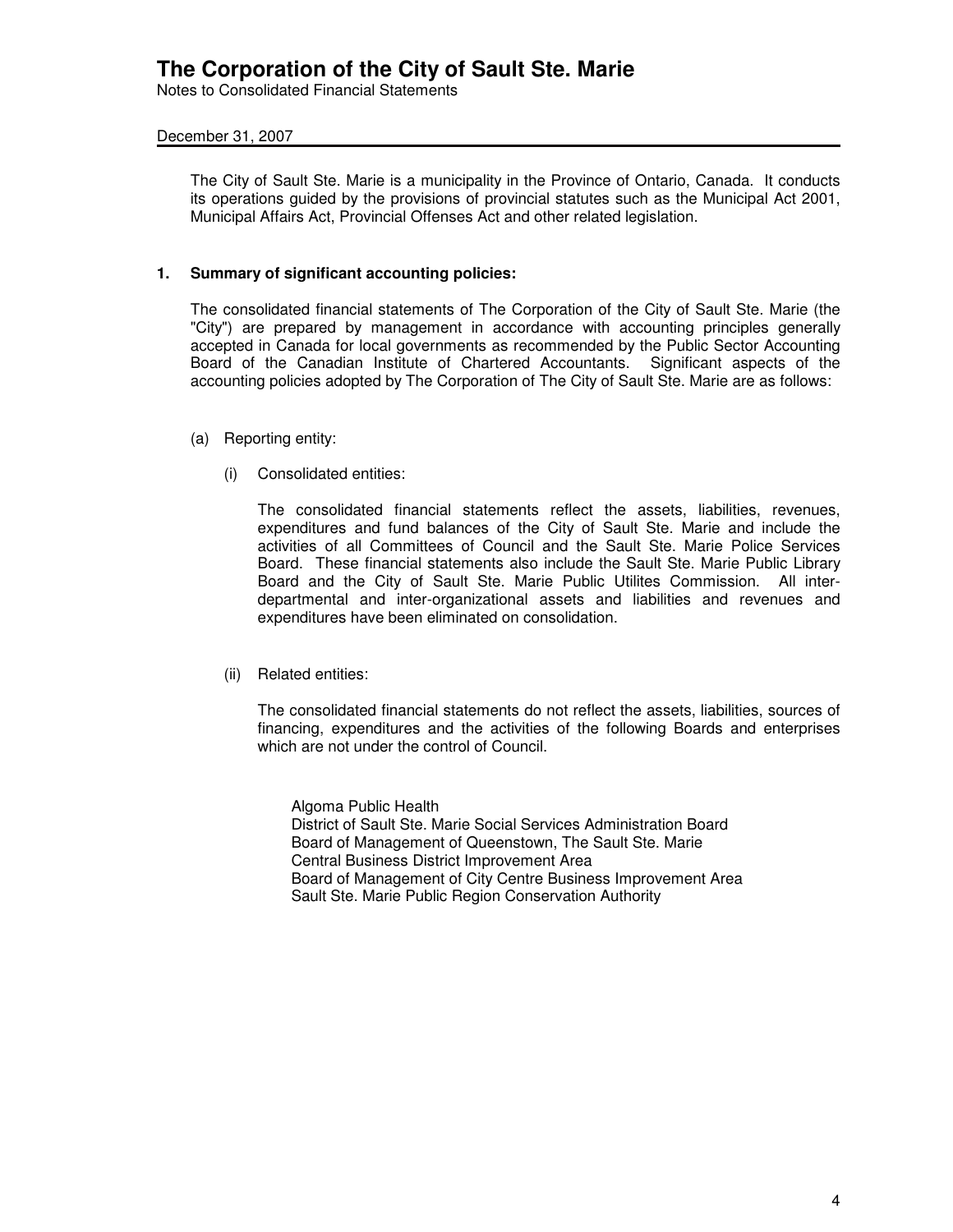# The Corporation of the City of Sault Ste. Marie

Notes to Consolidated Financial Statements

December 31, 2007

The City of Sault Ste. Marie is a municipality in the Province of Ontario, Canada. It conducts its operations guided by the provisions of provincial statutes such as the Municipal Act 2001, Municipal Affairs Act, Provincial Offenses Act and other related legislation.

## 1. Summary of significant accounting policies:

The consolidated financial statements of The Corporation of the City of Sault Ste. Marie (the "City") are prepared by management in accordance with accounting principles generally accepted in Canada for local governments as recommended by the Public Sector Accounting Board of the Canadian Institute of Chartered Accountants. Significant aspects of the accounting policies adopted by The Corporation of The City of Sault Ste. Marie are as follows:

(a) Reporting entity:

(i) Consolidated entities:

The consolidated financial statements reflect the assets, liabilities, revenues, expenditures and fund balances of the City of Sault Ste. Marie and include the activities of all Committees of Council and the Sault Ste. Marie Police Services Board. These financial statements also include the Sault Ste. Marie Public Library Board and the City of Sault Ste. Marie Public Utilites Commission. All inter-departmental and inter-organizational assets and liabilities and revenues and expenditures have been eliminated on consolidation.

(ii) Related entities:

The consolidated financial statements do not reflect the assets, liabilities, sources of financing, expenditures and the activities of the following Boards and enterprises which are not under the control of Council.

Algoma Public Health
District of Sault Ste. Marie Social Services Administration Board
Board of Management of Queenstown, The Sault Ste. Marie Central Business District Improvement Area
Board of Management of City Centre Business Improvement Area
Sault Ste. Marie Public Region Conservation Authority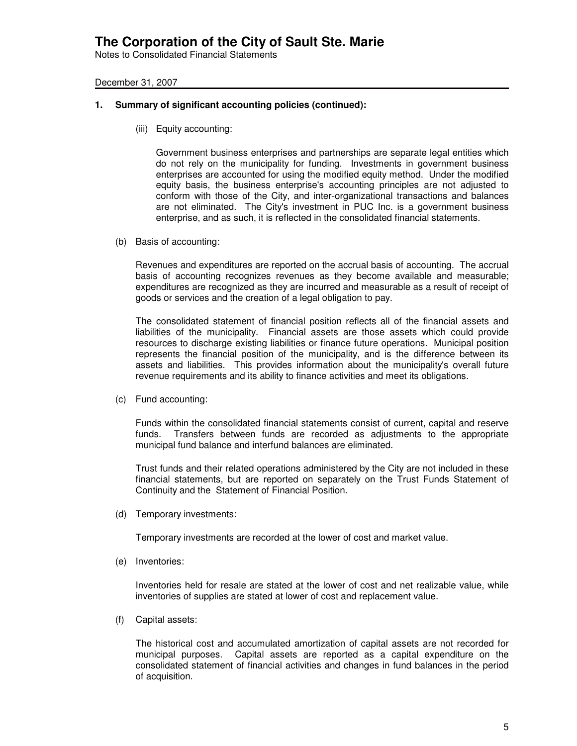# The Corporation of the City of Sault Ste. Marie

Notes to Consolidated Financial Statements

December 31, 2007

## 1. Summary of significant accounting policies (continued):

(iii) Equity accounting:

Government business enterprises and partnerships are separate legal entities which do not rely on the municipality for funding. Investments in government business enterprises are accounted for using the modified equity method. Under the modified equity basis, the business enterprise's accounting principles are not adjusted to conform with those of the City, and inter-organizational transactions and balances are not eliminated. The City's investment in PUC Inc. is a government business enterprise, and as such, it is reflected in the consolidated financial statements.

(b) Basis of accounting:

Revenues and expenditures are reported on the accrual basis of accounting. The accrual basis of accounting recognizes revenues as they become available and measurable; expenditures are recognized as they are incurred and measurable as a result of receipt of goods or services and the creation of a legal obligation to pay.

The consolidated statement of financial position reflects all of the financial assets and liabilities of the municipality. Financial assets are those assets which could provide resources to discharge existing liabilities or finance future operations. Municipal position represents the financial position of the municipality, and is the difference between its assets and liabilities. This provides information about the municipality's overall future revenue requirements and its ability to finance activities and meet its obligations.

(c) Fund accounting:

Funds within the consolidated financial statements consist of current, capital and reserve funds. Transfers between funds are recorded as adjustments to the appropriate municipal fund balance and interfund balances are eliminated.

Trust funds and their related operations administered by the City are not included in these financial statements, but are reported on separately on the Trust Funds Statement of Continuity and the Statement of Financial Position.

(d) Temporary investments:

Temporary investments are recorded at the lower of cost and market value.

(e) Inventories:

Inventories held for resale are stated at the lower of cost and net realizable value, while inventories of supplies are stated at lower of cost and replacement value.

(f) Capital assets:

The historical cost and accumulated amortization of capital assets are not recorded for municipal purposes. Capital assets are reported as a capital expenditure on the consolidated statement of financial activities and changes in fund balances in the period of acquisition.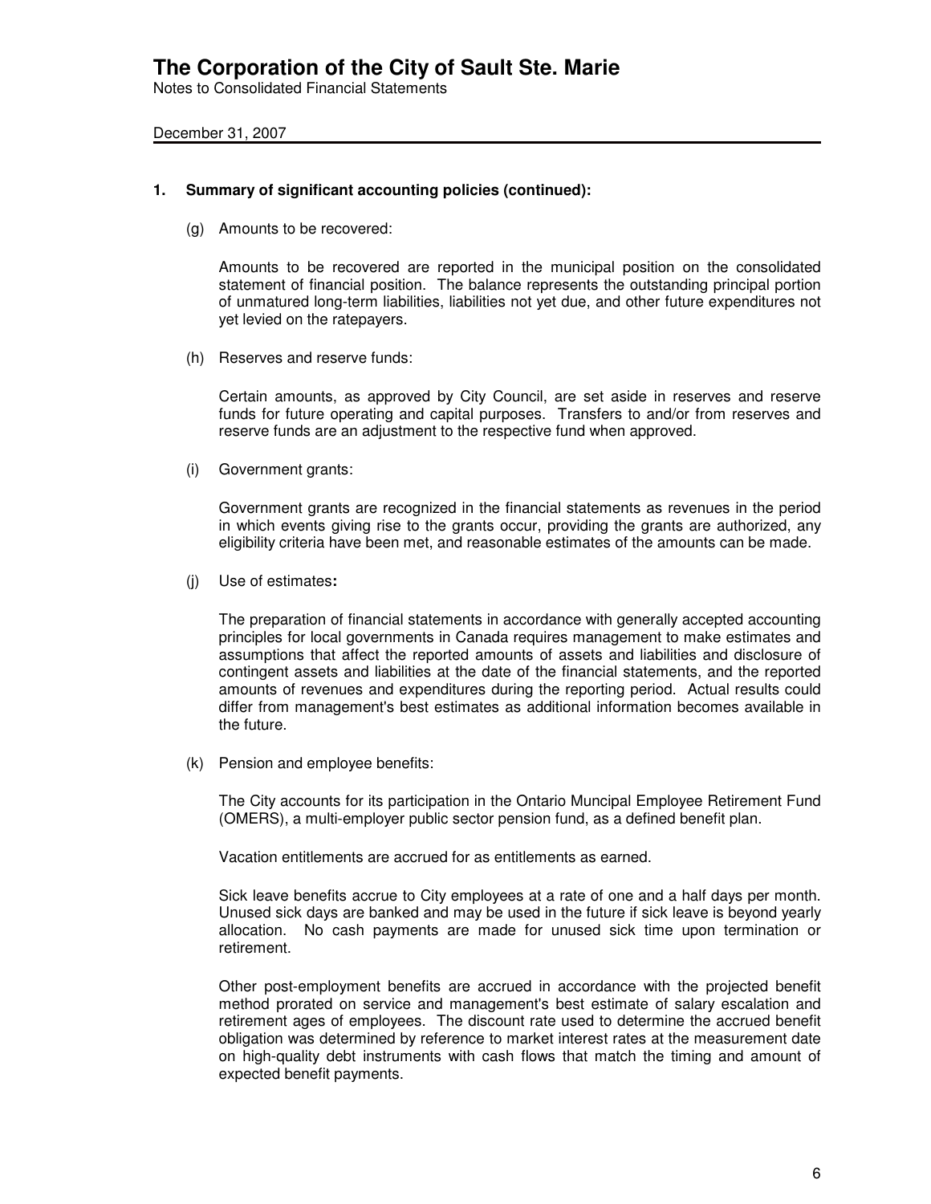# The Corporation of the City of Sault Ste. Marie

Notes to Consolidated Financial Statements

December 31, 2007

## 1. Summary of significant accounting policies (continued):

(g) Amounts to be recovered:

Amounts to be recovered are reported in the municipal position on the consolidated statement of financial position. The balance represents the outstanding principal portion of unmatured long-term liabilities, liabilities not yet due, and other future expenditures not yet levied on the ratepayers.

(h) Reserves and reserve funds:

Certain amounts, as approved by City Council, are set aside in reserves and reserve funds for future operating and capital purposes. Transfers to and/or from reserves and reserve funds are an adjustment to the respective fund when approved.

(i) Government grants:

Government grants are recognized in the financial statements as revenues in the period in which events giving rise to the grants occur, providing the grants are authorized, any eligibility criteria have been met, and reasonable estimates of the amounts can be made.

(j) Use of estimates**:**

The preparation of financial statements in accordance with generally accepted accounting principles for local governments in Canada requires management to make estimates and assumptions that affect the reported amounts of assets and liabilities and disclosure of contingent assets and liabilities at the date of the financial statements, and the reported amounts of revenues and expenditures during the reporting period. Actual results could differ from management's best estimates as additional information becomes available in the future.

(k) Pension and employee benefits:

The City accounts for its participation in the Ontario Muncipal Employee Retirement Fund (OMERS), a multi-employer public sector pension fund, as a defined benefit plan.

Vacation entitlements are accrued for as entitlements as earned.

Sick leave benefits accrue to City employees at a rate of one and a half days per month. Unused sick days are banked and may be used in the future if sick leave is beyond yearly allocation. No cash payments are made for unused sick time upon termination or retirement.

Other post-employment benefits are accrued in accordance with the projected benefit method prorated on service and management's best estimate of salary escalation and retirement ages of employees. The discount rate used to determine the accrued benefit obligation was determined by reference to market interest rates at the measurement date on high-quality debt instruments with cash flows that match the timing and amount of expected benefit payments.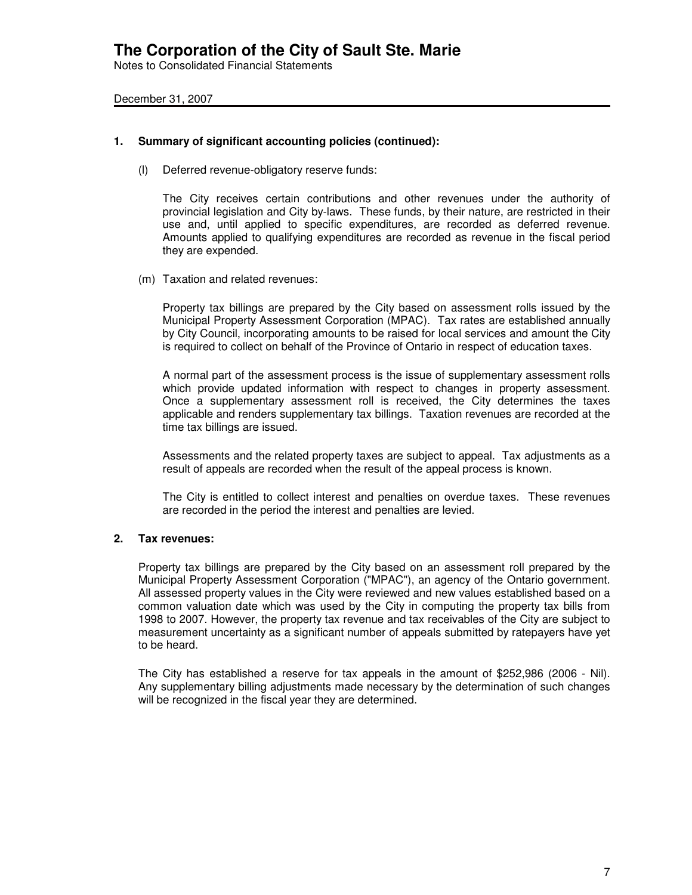# The Corporation of the City of Sault Ste. Marie

Notes to Consolidated Financial Statements

December 31, 2007

## 1. Summary of significant accounting policies (continued):

(l) Deferred revenue-obligatory reserve funds:

The City receives certain contributions and other revenues under the authority of provincial legislation and City by-laws. These funds, by their nature, are restricted in their use and, until applied to specific expenditures, are recorded as deferred revenue. Amounts applied to qualifying expenditures are recorded as revenue in the fiscal period they are expended.

(m) Taxation and related revenues:

Property tax billings are prepared by the City based on assessment rolls issued by the Municipal Property Assessment Corporation (MPAC). Tax rates are established annually by City Council, incorporating amounts to be raised for local services and amount the City is required to collect on behalf of the Province of Ontario in respect of education taxes.

A normal part of the assessment process is the issue of supplementary assessment rolls which provide updated information with respect to changes in property assessment. Once a supplementary assessment roll is received, the City determines the taxes applicable and renders supplementary tax billings. Taxation revenues are recorded at the time tax billings are issued.

Assessments and the related property taxes are subject to appeal. Tax adjustments as a result of appeals are recorded when the result of the appeal process is known.

The City is entitled to collect interest and penalties on overdue taxes. These revenues are recorded in the period the interest and penalties are levied.

## 2. Tax revenues:

Property tax billings are prepared by the City based on an assessment roll prepared by the Municipal Property Assessment Corporation ("MPAC"), an agency of the Ontario government. All assessed property values in the City were reviewed and new values established based on a common valuation date which was used by the City in computing the property tax bills from 1998 to 2007. However, the property tax revenue and tax receivables of the City are subject to measurement uncertainty as a significant number of appeals submitted by ratepayers have yet to be heard.

The City has established a reserve for tax appeals in the amount of $252,986 (2006 - Nil). Any supplementary billing adjustments made necessary by the determination of such changes will be recognized in the fiscal year they are determined.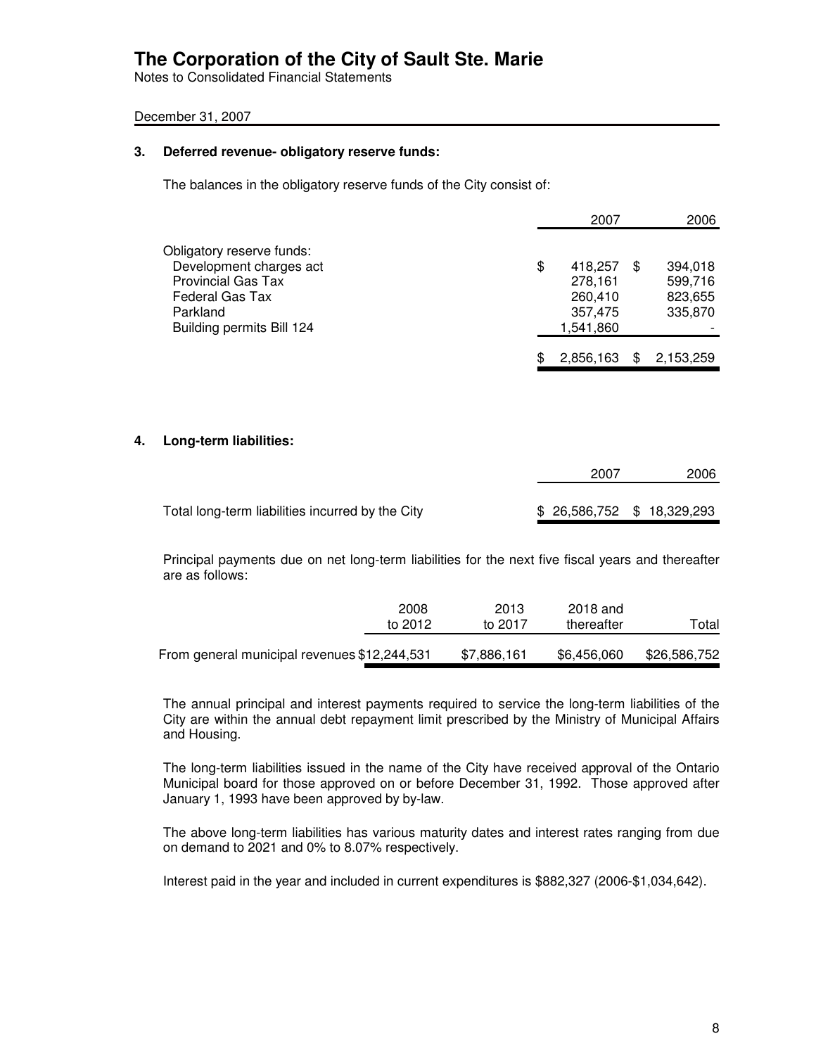# The Corporation of the City of Sault Ste. Marie

Notes to Consolidated Financial Statements

December 31, 2007

## 3. Deferred revenue- obligatory reserve funds:

The balances in the obligatory reserve funds of the City consist of:

| | 2007 | 2006 |
|---|---|---|
| Obligatory reserve funds: | | |
| Development charges act | $ 418,257 | $ 394,018 |
| Provincial Gas Tax | 278,161 | 599,716 |
| Federal Gas Tax | 260,410 | 823,655 |
| Parkland | 357,475 | 335,870 |
| Building permits Bill 124 | 1,541,860 | - |
| | $ 2,856,163 | $ 2,153,259 |

## 4. Long-term liabilities:

| | 2007 | 2006 |
|---|---|---|
| Total long-term liabilities incurred by the City | $ 26,586,752 | $ 18,329,293 |

Principal payments due on net long-term liabilities for the next five fiscal years and thereafter are as follows:

| | 2008 to 2012 | 2013 to 2017 | 2018 and thereafter | Total |
|---|---|---|---|---|
| From general municipal revenues | $12,244,531 | $7,886,161 | $6,456,060 | $26,586,752 |

The annual principal and interest payments required to service the long-term liabilities of the City are within the annual debt repayment limit prescribed by the Ministry of Municipal Affairs and Housing.

The long-term liabilities issued in the name of the City have received approval of the Ontario Municipal board for those approved on or before December 31, 1992. Those approved after January 1, 1993 have been approved by by-law.

The above long-term liabilities has various maturity dates and interest rates ranging from due on demand to 2021 and 0% to 8.07% respectively.

Interest paid in the year and included in current expenditures is $882,327 (2006-$1,034,642).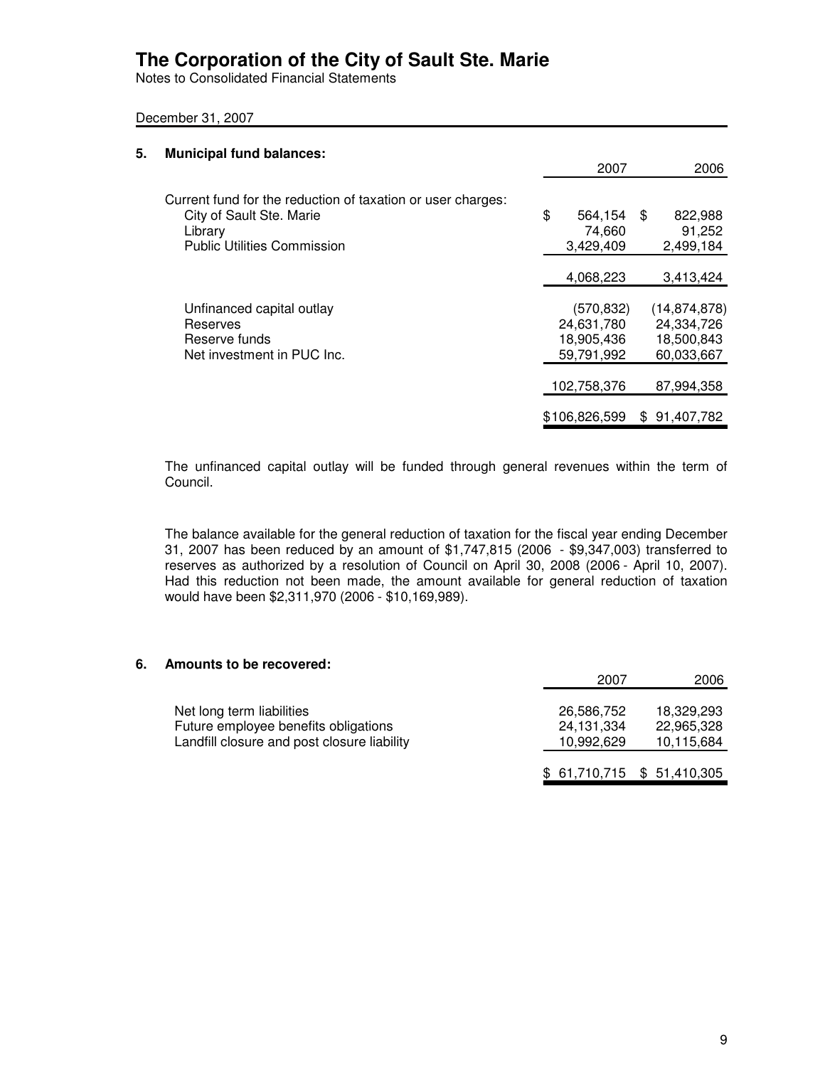# The Corporation of the City of Sault Ste. Marie

Notes to Consolidated Financial Statements

December 31, 2007

## 5. Municipal fund balances:

| | 2007 | 2006 |
|---|---|---|
| Current fund for the reduction of taxation or user charges: | | |
| City of Sault Ste. Marie | $ 564,154 | $ 822,988 |
| Library | 74,660 | 91,252 |
| Public Utilities Commission | 3,429,409 | 2,499,184 |
| | 4,068,223 | 3,413,424 |
| Unfinanced capital outlay | (570,832) | (14,874,878) |
| Reserves | 24,631,780 | 24,334,726 |
| Reserve funds | 18,905,436 | 18,500,843 |
| Net investment in PUC Inc. | 59,791,992 | 60,033,667 |
| | 102,758,376 | 87,994,358 |
| | $106,826,599 | $ 91,407,782 |

The unfinanced capital outlay will be funded through general revenues within the term of Council.

The balance available for the general reduction of taxation for the fiscal year ending December 31, 2007 has been reduced by an amount of $1,747,815 (2006 - $9,347,003) transferred to reserves as authorized by a resolution of Council on April 30, 2008 (2006 - April 10, 2007). Had this reduction not been made, the amount available for general reduction of taxation would have been $2,311,970 (2006 - $10,169,989).

## 6. Amounts to be recovered:

| | 2007 | 2006 |
|---|---|---|
| Net long term liabilities | 26,586,752 | 18,329,293 |
| Future employee benefits obligations | 24,131,334 | 22,965,328 |
| Landfill closure and post closure liability | 10,992,629 | 10,115,684 |
| | $ 61,710,715 | $ 51,410,305 |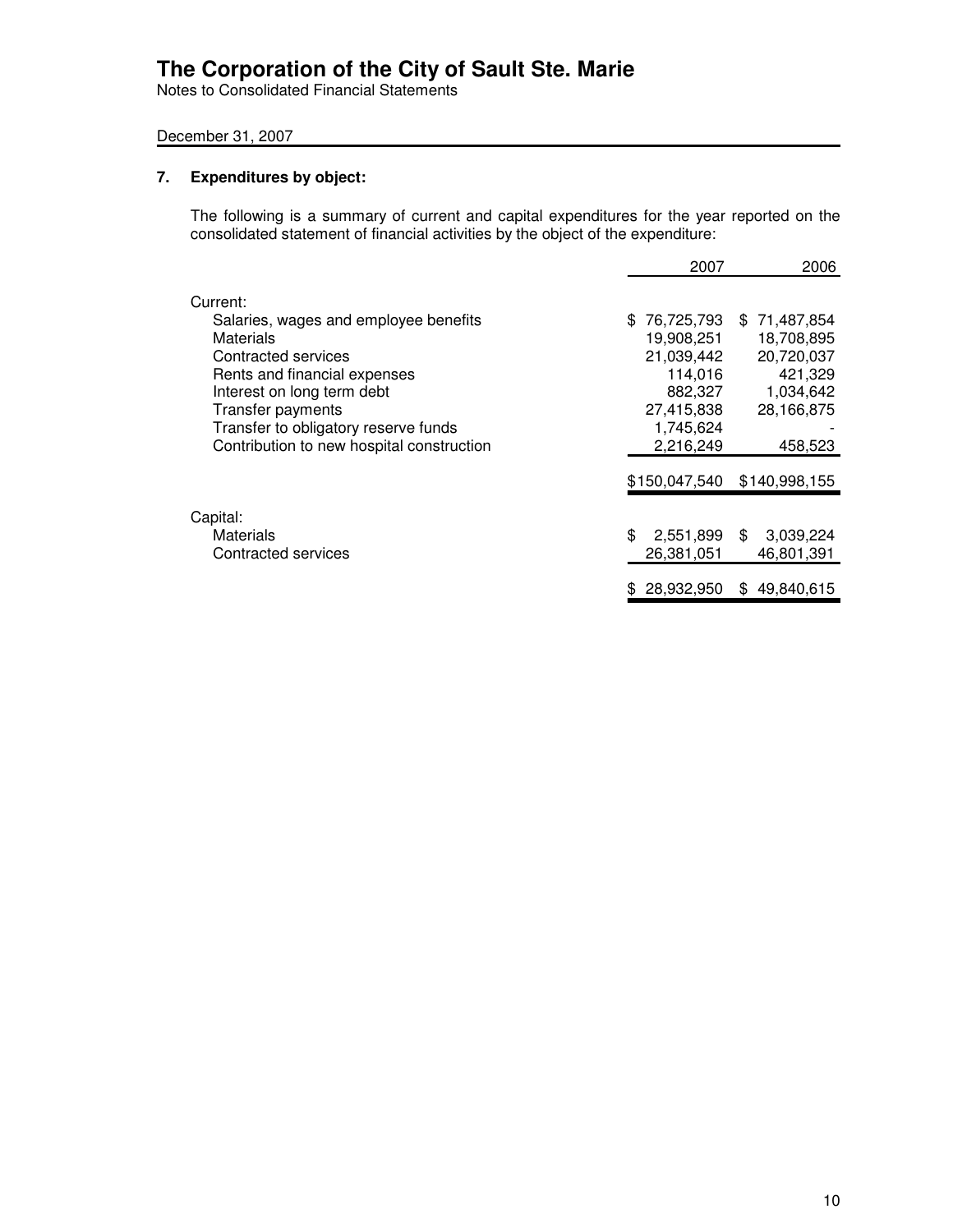# The Corporation of the City of Sault Ste. Marie

Notes to Consolidated Financial Statements

December 31, 2007

## 7. Expenditures by object:

The following is a summary of current and capital expenditures for the year reported on the consolidated statement of financial activities by the object of the expenditure:

| | 2007 | 2006 |
|---|---|---|
| Current: | | |
| Salaries, wages and employee benefits | $ 76,725,793 | $ 71,487,854 |
| Materials | 19,908,251 | 18,708,895 |
| Contracted services | 21,039,442 | 20,720,037 |
| Rents and financial expenses | 114,016 | 421,329 |
| Interest on long term debt | 882,327 | 1,034,642 |
| Transfer payments | 27,415,838 | 28,166,875 |
| Transfer to obligatory reserve funds | 1,745,624 | - |
| Contribution to new hospital construction | 2,216,249 | 458,523 |
| | $150,047,540 | $140,998,155 |
| Capital: | | |
| Materials | $ 2,551,899 | $ 3,039,224 |
| Contracted services | 26,381,051 | 46,801,391 |
| | $ 28,932,950 | $ 49,840,615 |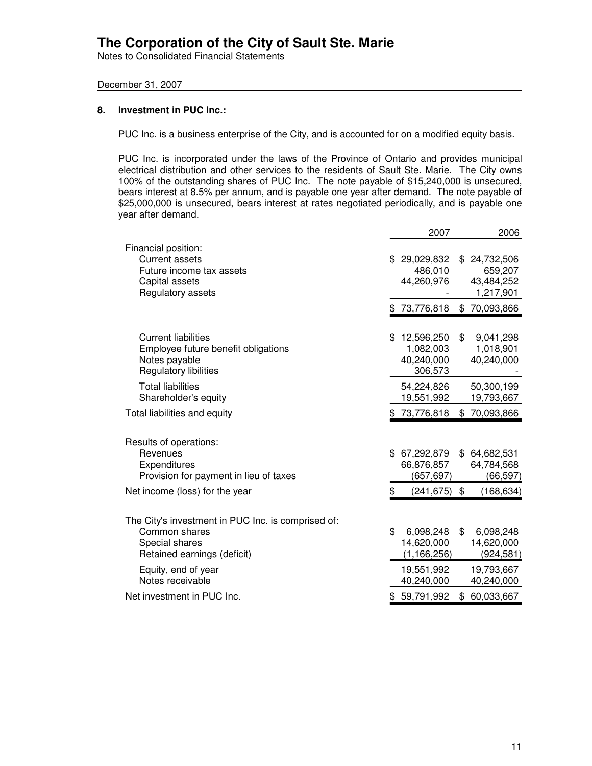# The Corporation of the City of Sault Ste. Marie

Notes to Consolidated Financial Statements

December 31, 2007

## 8. Investment in PUC Inc.:

PUC Inc. is a business enterprise of the City, and is accounted for on a modified equity basis.

PUC Inc. is incorporated under the laws of the Province of Ontario and provides municipal electrical distribution and other services to the residents of Sault Ste. Marie. The City owns 100% of the outstanding shares of PUC Inc. The note payable of $15,240,000 is unsecured, bears interest at 8.5% per annum, and is payable one year after demand. The note payable of $25,000,000 is unsecured, bears interest at rates negotiated periodically, and is payable one year after demand.

| | 2007 | 2006 |
|---|---|---|
| Financial position: | | |
| Current assets | $ 29,029,832 | $ 24,732,506 |
| Future income tax assets | 486,010 | 659,207 |
| Capital assets | 44,260,976 | 43,484,252 |
| Regulatory assets | - | 1,217,901 |
| | $ 73,776,818 | $ 70,093,866 |
| Current liabilities | $ 12,596,250 | $ 9,041,298 |
| Employee future benefit obligations | 1,082,003 | 1,018,901 |
| Notes payable | 40,240,000 | 40,240,000 |
| Regulatory libilities | 306,573 | - |
| Total liabilities | 54,224,826 | 50,300,199 |
| Shareholder's equity | 19,551,992 | 19,793,667 |
| Total liabilities and equity | $ 73,776,818 | $ 70,093,866 |
| Results of operations: | | |
| Revenues | $ 67,292,879 | $ 64,682,531 |
| Expenditures | 66,876,857 | 64,784,568 |
| Provision for payment in lieu of taxes | (657,697) | (66,597) |
| Net income (loss) for the year | $ (241,675) | $ (168,634) |
| The City's investment in PUC Inc. is comprised of: | | |
| Common shares | $ 6,098,248 | $ 6,098,248 |
| Special shares | 14,620,000 | 14,620,000 |
| Retained earnings (deficit) | (1,166,256) | (924,581) |
| Equity, end of year | 19,551,992 | 19,793,667 |
| Notes receivable | 40,240,000 | 40,240,000 |
| Net investment in PUC Inc. | $ 59,791,992 | $ 60,033,667 |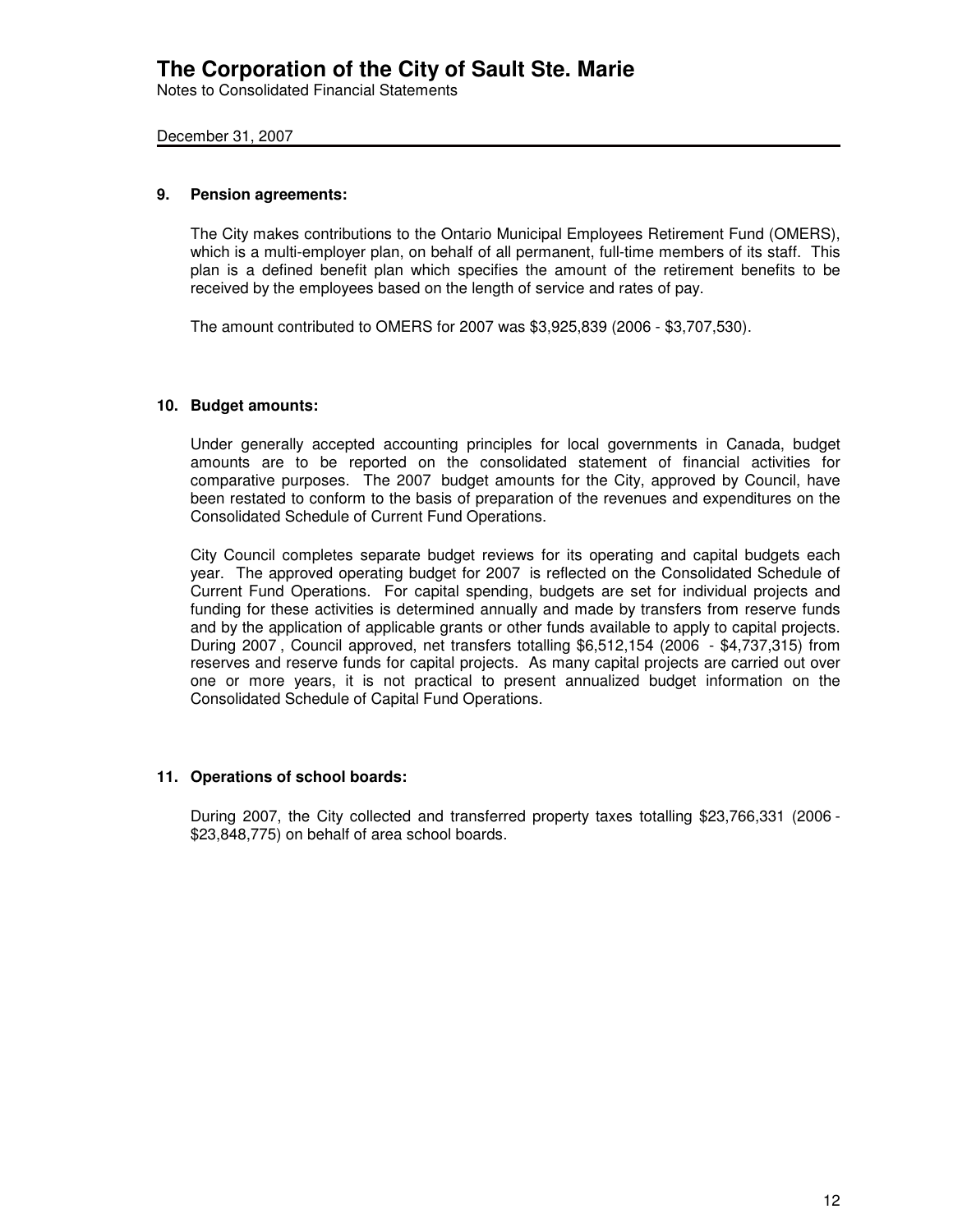# The Corporation of the City of Sault Ste. Marie

Notes to Consolidated Financial Statements

December 31, 2007

## 9. Pension agreements:

The City makes contributions to the Ontario Municipal Employees Retirement Fund (OMERS), which is a multi-employer plan, on behalf of all permanent, full-time members of its staff. This plan is a defined benefit plan which specifies the amount of the retirement benefits to be received by the employees based on the length of service and rates of pay.

The amount contributed to OMERS for 2007 was $3,925,839 (2006 - $3,707,530).

## 10. Budget amounts:

Under generally accepted accounting principles for local governments in Canada, budget amounts are to be reported on the consolidated statement of financial activities for comparative purposes. The 2007 budget amounts for the City, approved by Council, have been restated to conform to the basis of preparation of the revenues and expenditures on the Consolidated Schedule of Current Fund Operations.

City Council completes separate budget reviews for its operating and capital budgets each year. The approved operating budget for 2007 is reflected on the Consolidated Schedule of Current Fund Operations. For capital spending, budgets are set for individual projects and funding for these activities is determined annually and made by transfers from reserve funds and by the application of applicable grants or other funds available to apply to capital projects. During 2007 , Council approved, net transfers totalling $6,512,154 (2006 - $4,737,315) from reserves and reserve funds for capital projects. As many capital projects are carried out over one or more years, it is not practical to present annualized budget information on the Consolidated Schedule of Capital Fund Operations.

## 11. Operations of school boards:

During 2007, the City collected and transferred property taxes totalling $23,766,331 (2006 - $23,848,775) on behalf of area school boards.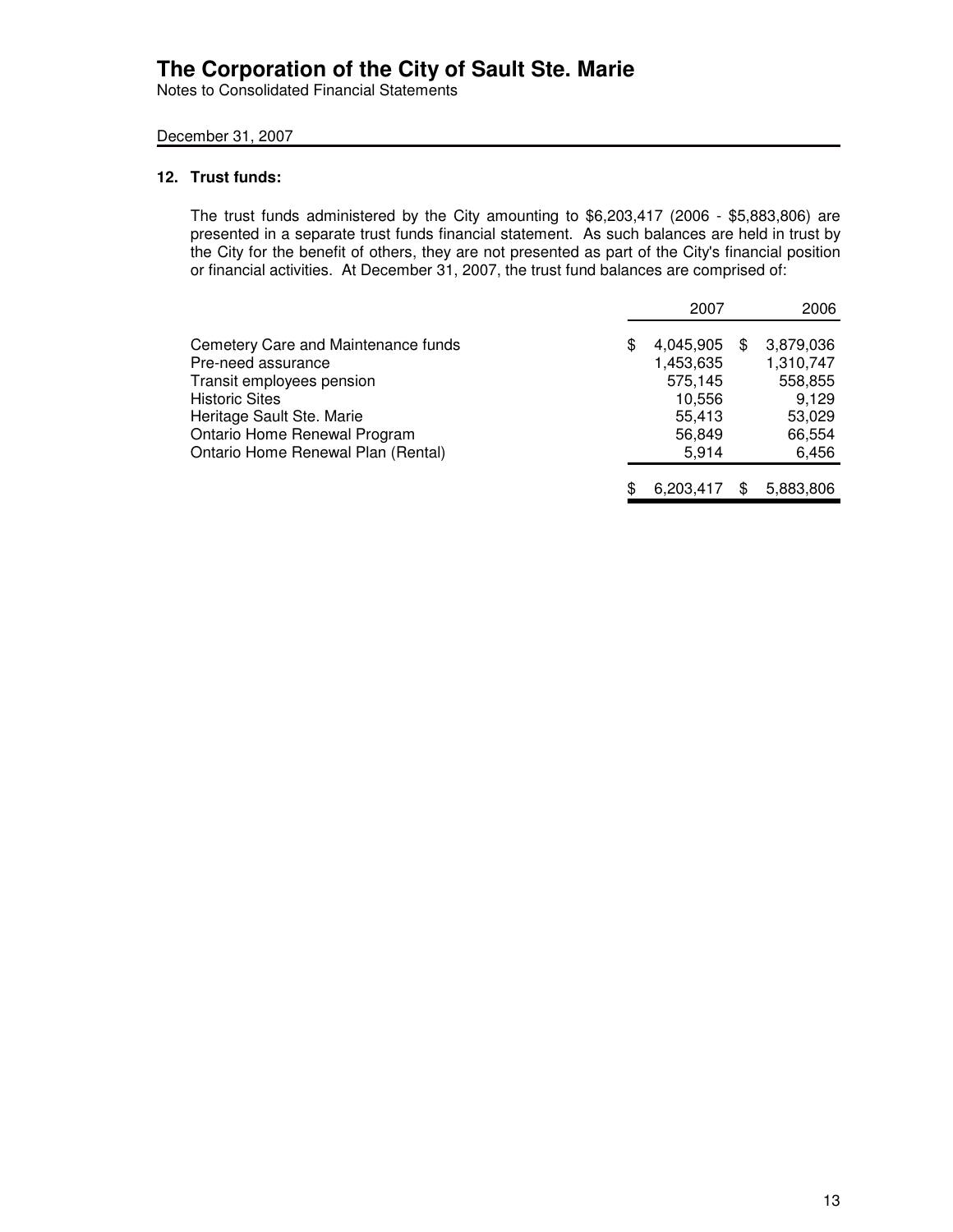# The Corporation of the City of Sault Ste. Marie

Notes to Consolidated Financial Statements

December 31, 2007

## 12. Trust funds:

The trust funds administered by the City amounting to $6,203,417 (2006 - $5,883,806) are presented in a separate trust funds financial statement. As such balances are held in trust by the City for the benefit of others, they are not presented as part of the City's financial position or financial activities. At December 31, 2007, the trust fund balances are comprised of:

| | 2007 | 2006 |
|---|---|---|
| Cemetery Care and Maintenance funds | $ 4,045,905 | $ 3,879,036 |
| Pre-need assurance | 1,453,635 | 1,310,747 |
| Transit employees pension | 575,145 | 558,855 |
| Historic Sites | 10,556 | 9,129 |
| Heritage Sault Ste. Marie | 55,413 | 53,029 |
| Ontario Home Renewal Program | 56,849 | 66,554 |
| Ontario Home Renewal Plan (Rental) | 5,914 | 6,456 |
| | $ 6,203,417 | $ 5,883,806 |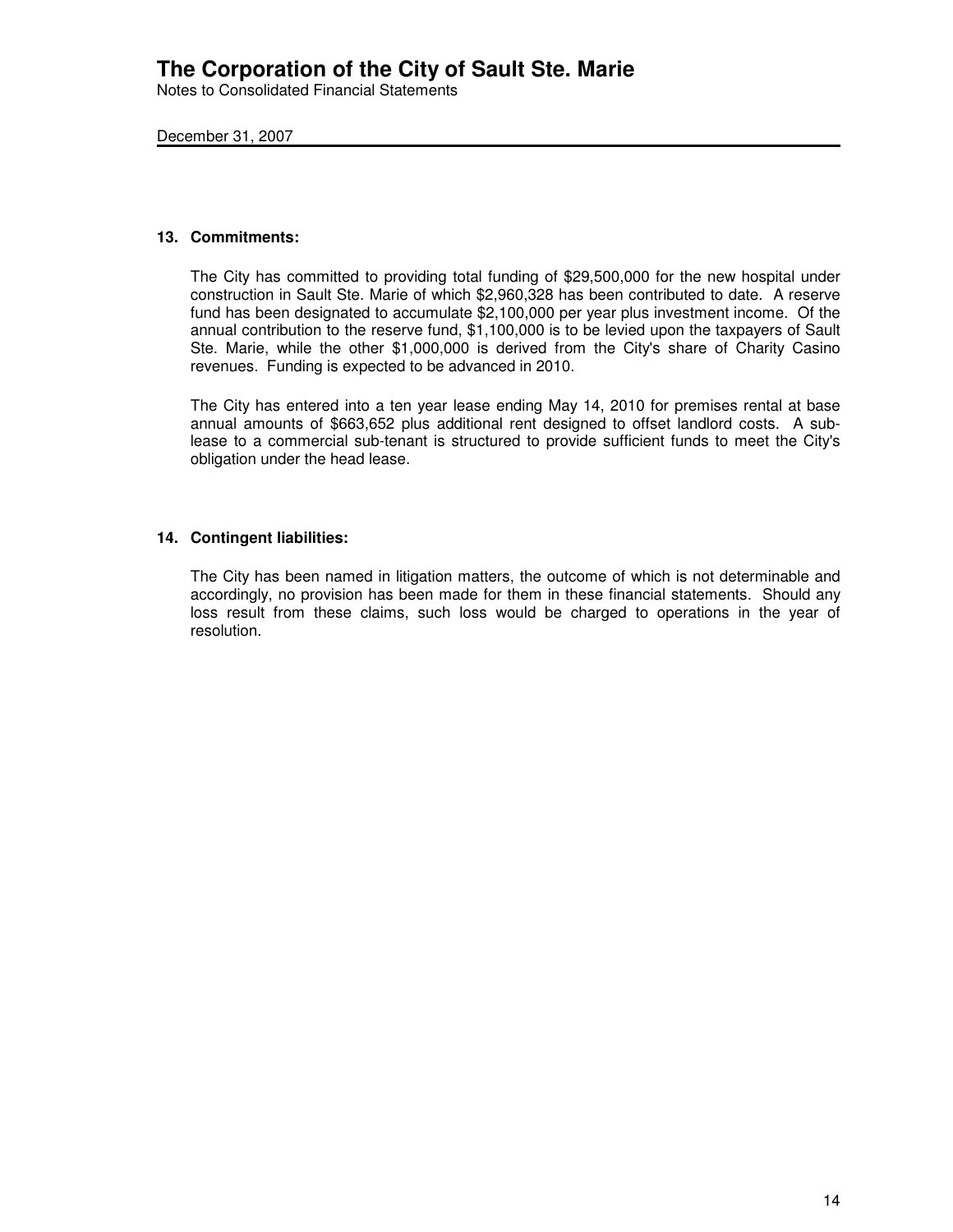# The Corporation of the City of Sault Ste. Marie

Notes to Consolidated Financial Statements

December 31, 2007

### 13. Commitments:

The City has committed to providing total funding of $29,500,000 for the new hospital under construction in Sault Ste. Marie of which $2,960,328 has been contributed to date. A reserve fund has been designated to accumulate $2,100,000 per year plus investment income. Of the annual contribution to the reserve fund, $1,100,000 is to be levied upon the taxpayers of Sault Ste. Marie, while the other $1,000,000 is derived from the City's share of Charity Casino revenues. Funding is expected to be advanced in 2010.

The City has entered into a ten year lease ending May 14, 2010 for premises rental at base annual amounts of $663,652 plus additional rent designed to offset landlord costs. A sub-lease to a commercial sub-tenant is structured to provide sufficient funds to meet the City's obligation under the head lease.

### 14. Contingent liabilities:

The City has been named in litigation matters, the outcome of which is not determinable and accordingly, no provision has been made for them in these financial statements. Should any loss result from these claims, such loss would be charged to operations in the year of resolution.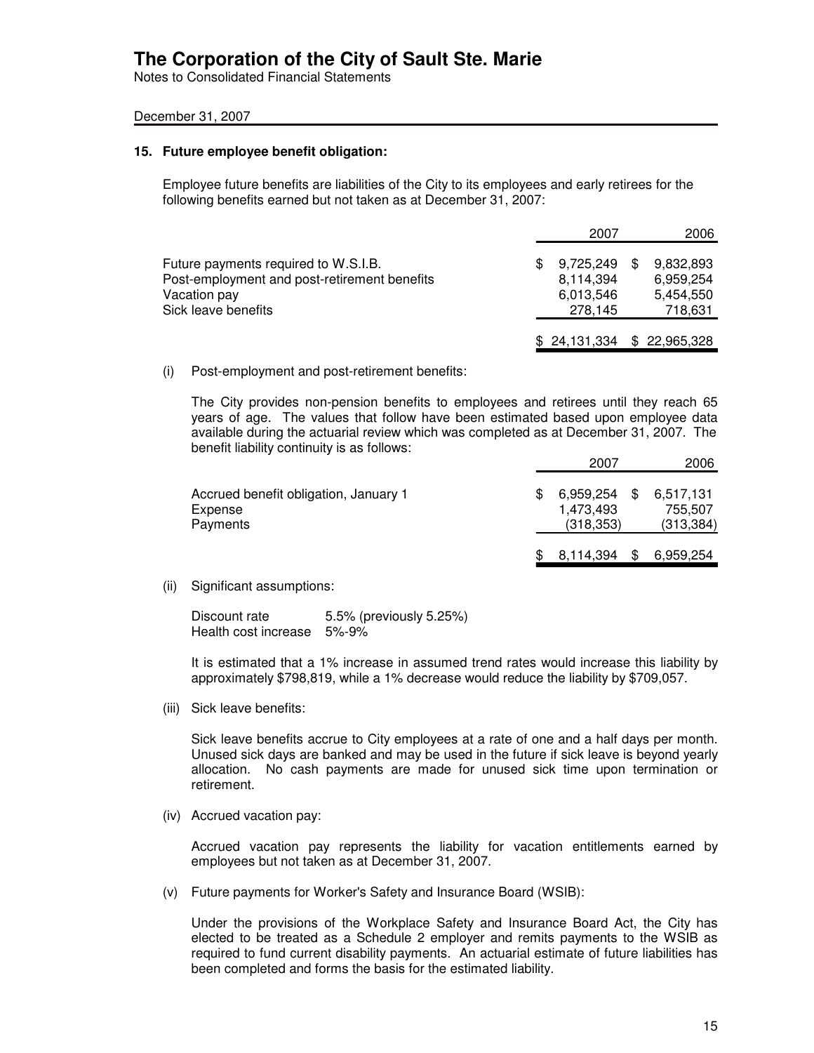# The Corporation of the City of Sault Ste. Marie

Notes to Consolidated Financial Statements

December 31, 2007

### 15. Future employee benefit obligation:

Employee future benefits are liabilities of the City to its employees and early retirees for the following benefits earned but not taken as at December 31, 2007:

| | 2007 | 2006 |
|---|---|---|
| Future payments required to W.S.I.B. | $ 9,725,249 | $ 9,832,893 |
| Post-employment and post-retirement benefits | 8,114,394 | 6,959,254 |
| Vacation pay | 6,013,546 | 5,454,550 |
| Sick leave benefits | 278,145 | 718,631 |
| | $ 24,131,334 | $ 22,965,328 |

(i) Post-employment and post-retirement benefits:

The City provides non-pension benefits to employees and retirees until they reach 65 years of age. The values that follow have been estimated based upon employee data available during the actuarial review which was completed as at December 31, 2007. The benefit liability continuity is as follows:

| | 2007 | 2006 |
|---|---|---|
| Accrued benefit obligation, January 1 | $ 6,959,254 | $ 6,517,131 |
| Expense | 1,473,493 | 755,507 |
| Payments | (318,353) | (313,384) |
| | $ 8,114,394 | $ 6,959,254 |

(ii) Significant assumptions:

Discount rate 5.5% (previously 5.25%)
Health cost increase 5%-9%

It is estimated that a 1% increase in assumed trend rates would increase this liability by approximately $798,819, while a 1% decrease would reduce the liability by $709,057.

(iii) Sick leave benefits:

Sick leave benefits accrue to City employees at a rate of one and a half days per month. Unused sick days are banked and may be used in the future if sick leave is beyond yearly allocation. No cash payments are made for unused sick time upon termination or retirement.

(iv) Accrued vacation pay:

Accrued vacation pay represents the liability for vacation entitlements earned by employees but not taken as at December 31, 2007.

(v) Future payments for Worker's Safety and Insurance Board (WSIB):

Under the provisions of the Workplace Safety and Insurance Board Act, the City has elected to be treated as a Schedule 2 employer and remits payments to the WSIB as required to fund current disability payments. An actuarial estimate of future liabilities has been completed and forms the basis for the estimated liability.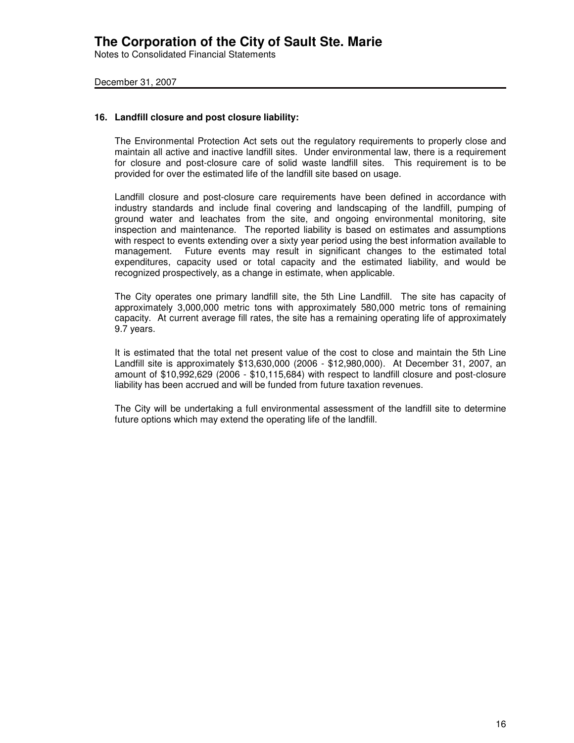# The Corporation of the City of Sault Ste. Marie

Notes to Consolidated Financial Statements

December 31, 2007

## 16. Landfill closure and post closure liability:

The Environmental Protection Act sets out the regulatory requirements to properly close and maintain all active and inactive landfill sites. Under environmental law, there is a requirement for closure and post-closure care of solid waste landfill sites. This requirement is to be provided for over the estimated life of the landfill site based on usage.

Landfill closure and post-closure care requirements have been defined in accordance with industry standards and include final covering and landscaping of the landfill, pumping of ground water and leachates from the site, and ongoing environmental monitoring, site inspection and maintenance. The reported liability is based on estimates and assumptions with respect to events extending over a sixty year period using the best information available to management. Future events may result in significant changes to the estimated total expenditures, capacity used or total capacity and the estimated liability, and would be recognized prospectively, as a change in estimate, when applicable.

The City operates one primary landfill site, the 5th Line Landfill. The site has capacity of approximately 3,000,000 metric tons with approximately 580,000 metric tons of remaining capacity. At current average fill rates, the site has a remaining operating life of approximately 9.7 years.

It is estimated that the total net present value of the cost to close and maintain the 5th Line Landfill site is approximately $13,630,000 (2006 - $12,980,000). At December 31, 2007, an amount of $10,992,629 (2006 - $10,115,684) with respect to landfill closure and post-closure liability has been accrued and will be funded from future taxation revenues.

The City will be undertaking a full environmental assessment of the landfill site to determine future options which may extend the operating life of the landfill.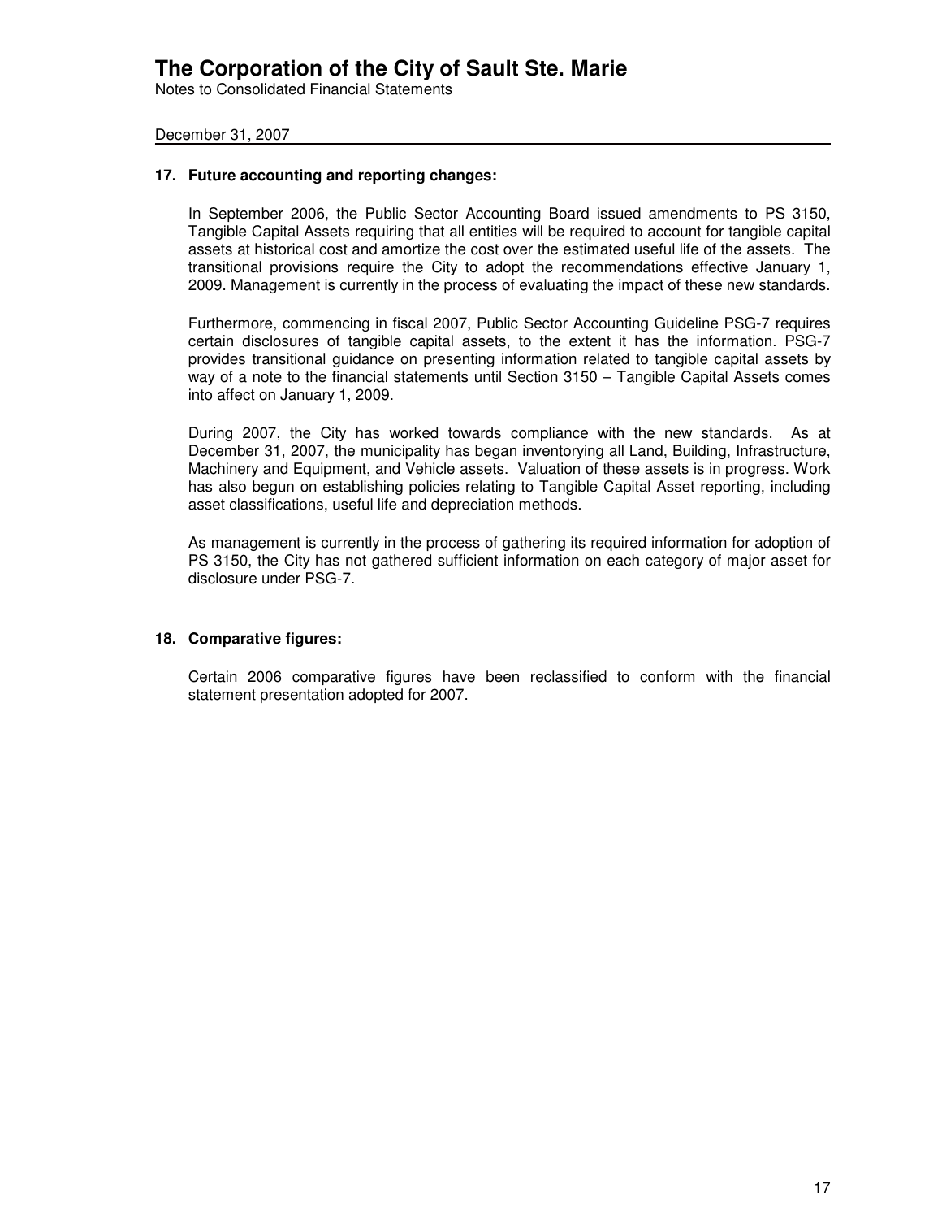# The Corporation of the City of Sault Ste. Marie

Notes to Consolidated Financial Statements

December 31, 2007

## 17. Future accounting and reporting changes:

In September 2006, the Public Sector Accounting Board issued amendments to PS 3150, Tangible Capital Assets requiring that all entities will be required to account for tangible capital assets at historical cost and amortize the cost over the estimated useful life of the assets. The transitional provisions require the City to adopt the recommendations effective January 1, 2009. Management is currently in the process of evaluating the impact of these new standards.

Furthermore, commencing in fiscal 2007, Public Sector Accounting Guideline PSG-7 requires certain disclosures of tangible capital assets, to the extent it has the information. PSG-7 provides transitional guidance on presenting information related to tangible capital assets by way of a note to the financial statements until Section 3150 – Tangible Capital Assets comes into affect on January 1, 2009.

During 2007, the City has worked towards compliance with the new standards. As at December 31, 2007, the municipality has began inventorying all Land, Building, Infrastructure, Machinery and Equipment, and Vehicle assets. Valuation of these assets is in progress. Work has also begun on establishing policies relating to Tangible Capital Asset reporting, including asset classifications, useful life and depreciation methods.

As management is currently in the process of gathering its required information for adoption of PS 3150, the City has not gathered sufficient information on each category of major asset for disclosure under PSG-7.

## 18. Comparative figures:

Certain 2006 comparative figures have been reclassified to conform with the financial statement presentation adopted for 2007.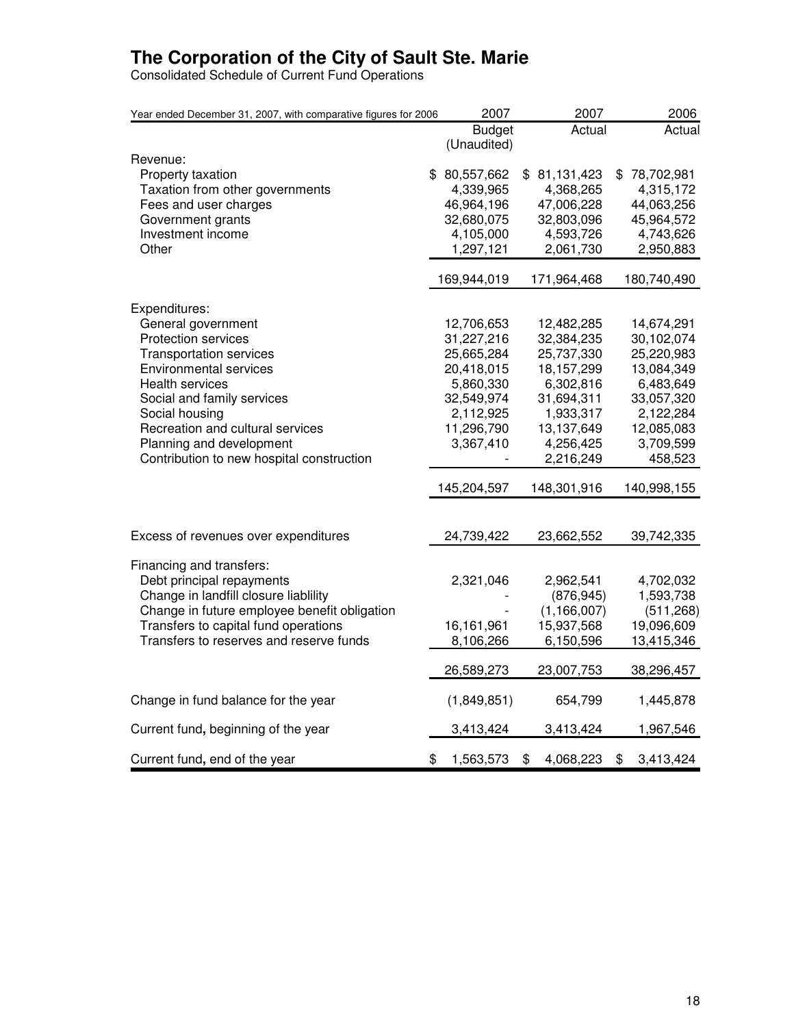# The Corporation of the City of Sault Ste. Marie

Consolidated Schedule of Current Fund Operations

| Year ended December 31, 2007, with comparative figures for 2006 | 2007 Budget (Unaudited) | 2007 Actual | 2006 Actual |
|---|---|---|---|
| Revenue: | | | |
| Property taxation | $ 80,557,662 | $ 81,131,423 | $ 78,702,981 |
| Taxation from other governments | 4,339,965 | 4,368,265 | 4,315,172 |
| Fees and user charges | 46,964,196 | 47,006,228 | 44,063,256 |
| Government grants | 32,680,075 | 32,803,096 | 45,964,572 |
| Investment income | 4,105,000 | 4,593,726 | 4,743,626 |
| Other | 1,297,121 | 2,061,730 | 2,950,883 |
| | 169,944,019 | 171,964,468 | 180,740,490 |
| Expenditures: | | | |
| General government | 12,706,653 | 12,482,285 | 14,674,291 |
| Protection services | 31,227,216 | 32,384,235 | 30,102,074 |
| Transportation services | 25,665,284 | 25,737,330 | 25,220,983 |
| Environmental services | 20,418,015 | 18,157,299 | 13,084,349 |
| Health services | 5,860,330 | 6,302,816 | 6,483,649 |
| Social and family services | 32,549,974 | 31,694,311 | 33,057,320 |
| Social housing | 2,112,925 | 1,933,317 | 2,122,284 |
| Recreation and cultural services | 11,296,790 | 13,137,649 | 12,085,083 |
| Planning and development | 3,367,410 | 4,256,425 | 3,709,599 |
| Contribution to new hospital construction | - | 2,216,249 | 458,523 |
| | 145,204,597 | 148,301,916 | 140,998,155 |
| Excess of revenues over expenditures | 24,739,422 | 23,662,552 | 39,742,335 |
| Financing and transfers: | | | |
| Debt principal repayments | 2,321,046 | 2,962,541 | 4,702,032 |
| Change in landfill closure liablility | - | (876,945) | 1,593,738 |
| Change in future employee benefit obligation | - | (1,166,007) | (511,268) |
| Transfers to capital fund operations | 16,161,961 | 15,937,568 | 19,096,609 |
| Transfers to reserves and reserve funds | 8,106,266 | 6,150,596 | 13,415,346 |
| | 26,589,273 | 23,007,753 | 38,296,457 |
| Change in fund balance for the year | (1,849,851) | 654,799 | 1,445,878 |
| Current fund, beginning of the year | 3,413,424 | 3,413,424 | 1,967,546 |
| Current fund, end of the year | $ 1,563,573 | $ 4,068,223 | $ 3,413,424 |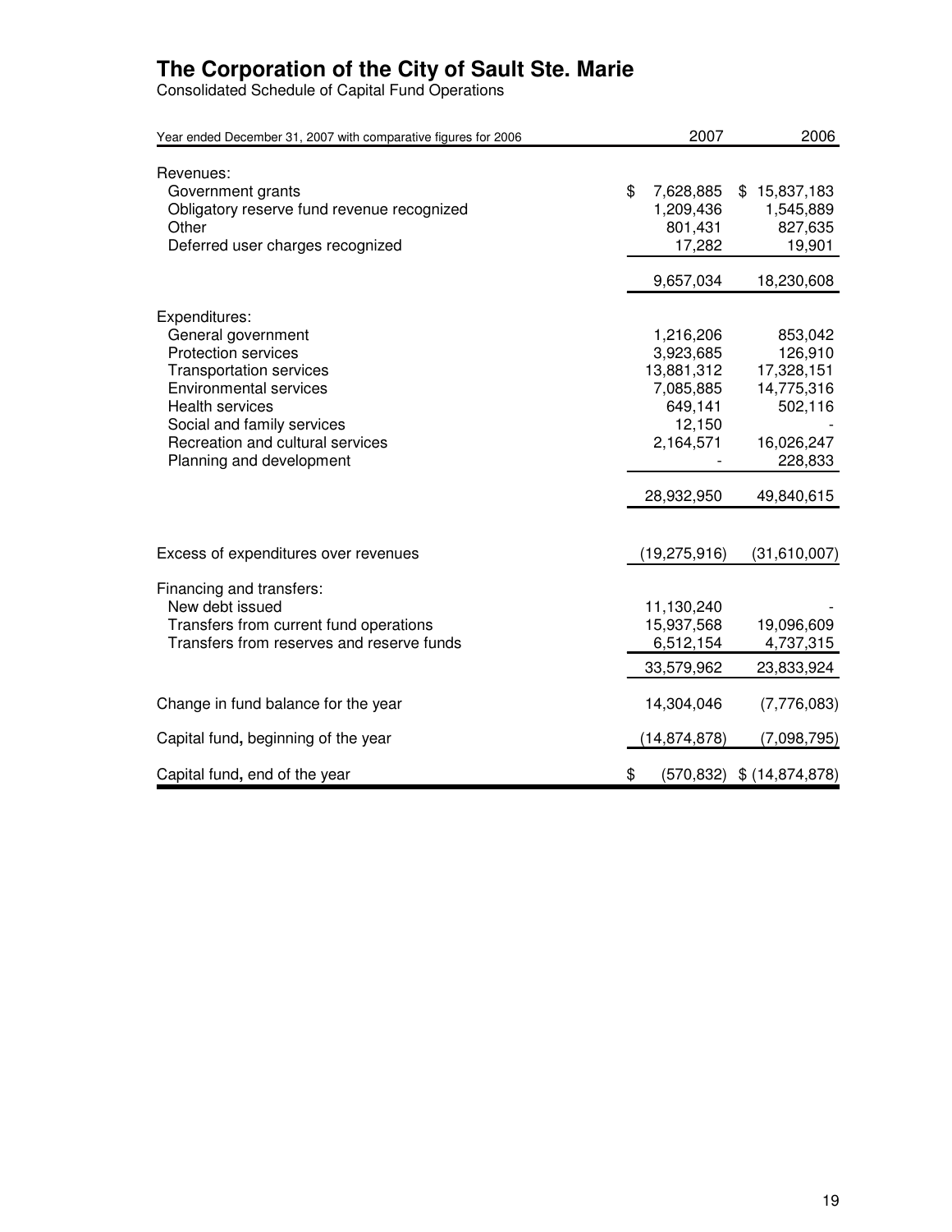# The Corporation of the City of Sault Ste. Marie

Consolidated Schedule of Capital Fund Operations

| Year ended December 31, 2007 with comparative figures for 2006 | 2007 | 2006 |
|---|---|---|
| Revenues: | | |
| Government grants | $ 7,628,885 | $ 15,837,183 |
| Obligatory reserve fund revenue recognized | 1,209,436 | 1,545,889 |
| Other | 801,431 | 827,635 |
| Deferred user charges recognized | 17,282 | 19,901 |
| | 9,657,034 | 18,230,608 |
| Expenditures: | | |
| General government | 1,216,206 | 853,042 |
| Protection services | 3,923,685 | 126,910 |
| Transportation services | 13,881,312 | 17,328,151 |
| Environmental services | 7,085,885 | 14,775,316 |
| Health services | 649,141 | 502,116 |
| Social and family services | 12,150 | - |
| Recreation and cultural services | 2,164,571 | 16,026,247 |
| Planning and development | - | 228,833 |
| | 28,932,950 | 49,840,615 |
| Excess of expenditures over revenues | (19,275,916) | (31,610,007) |
| Financing and transfers: | | |
| New debt issued | 11,130,240 | - |
| Transfers from current fund operations | 15,937,568 | 19,096,609 |
| Transfers from reserves and reserve funds | 6,512,154 | 4,737,315 |
| | 33,579,962 | 23,833,924 |
| Change in fund balance for the year | 14,304,046 | (7,776,083) |
| Capital fund, beginning of the year | (14,874,878) | (7,098,795) |
| Capital fund, end of the year | $ (570,832) | $ (14,874,878) |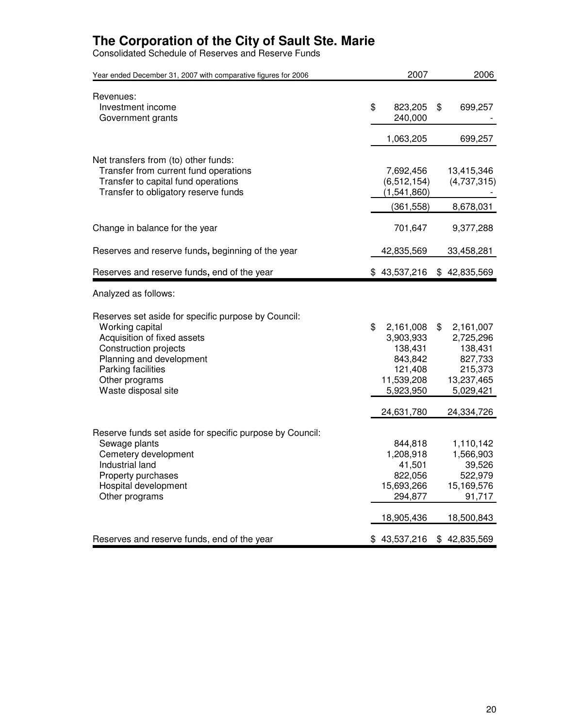# The Corporation of the City of Sault Ste. Marie

Consolidated Schedule of Reserves and Reserve Funds

| Year ended December 31, 2007 with comparative figures for 2006 | 2007 | 2006 |
|---|---|---|
| Revenues: | | |
| Investment income | $ 823,205 | $ 699,257 |
| Government grants | 240,000 | - |
| | 1,063,205 | 699,257 |
| Net transfers from (to) other funds: | | |
| Transfer from current fund operations | 7,692,456 | 13,415,346 |
| Transfer to capital fund operations | (6,512,154) | (4,737,315) |
| Transfer to obligatory reserve funds | (1,541,860) | - |
| | (361,558) | 8,678,031 |
| Change in balance for the year | 701,647 | 9,377,288 |
| Reserves and reserve funds, beginning of the year | 42,835,569 | 33,458,281 |
| Reserves and reserve funds, end of the year | $ 43,537,216 | $ 42,835,569 |
| Analyzed as follows: | | |
| Reserves set aside for specific purpose by Council: | | |
| Working capital | $ 2,161,008 | $ 2,161,007 |
| Acquisition of fixed assets | 3,903,933 | 2,725,296 |
| Construction projects | 138,431 | 138,431 |
| Planning and development | 843,842 | 827,733 |
| Parking facilities | 121,408 | 215,373 |
| Other programs | 11,539,208 | 13,237,465 |
| Waste disposal site | 5,923,950 | 5,029,421 |
| | 24,631,780 | 24,334,726 |
| Reserve funds set aside for specific purpose by Council: | | |
| Sewage plants | 844,818 | 1,110,142 |
| Cemetery development | 1,208,918 | 1,566,903 |
| Industrial land | 41,501 | 39,526 |
| Property purchases | 822,056 | 522,979 |
| Hospital development | 15,693,266 | 15,169,576 |
| Other programs | 294,877 | 91,717 |
| | 18,905,436 | 18,500,843 |
| Reserves and reserve funds, end of the year | $ 43,537,216 | $ 42,835,569 |